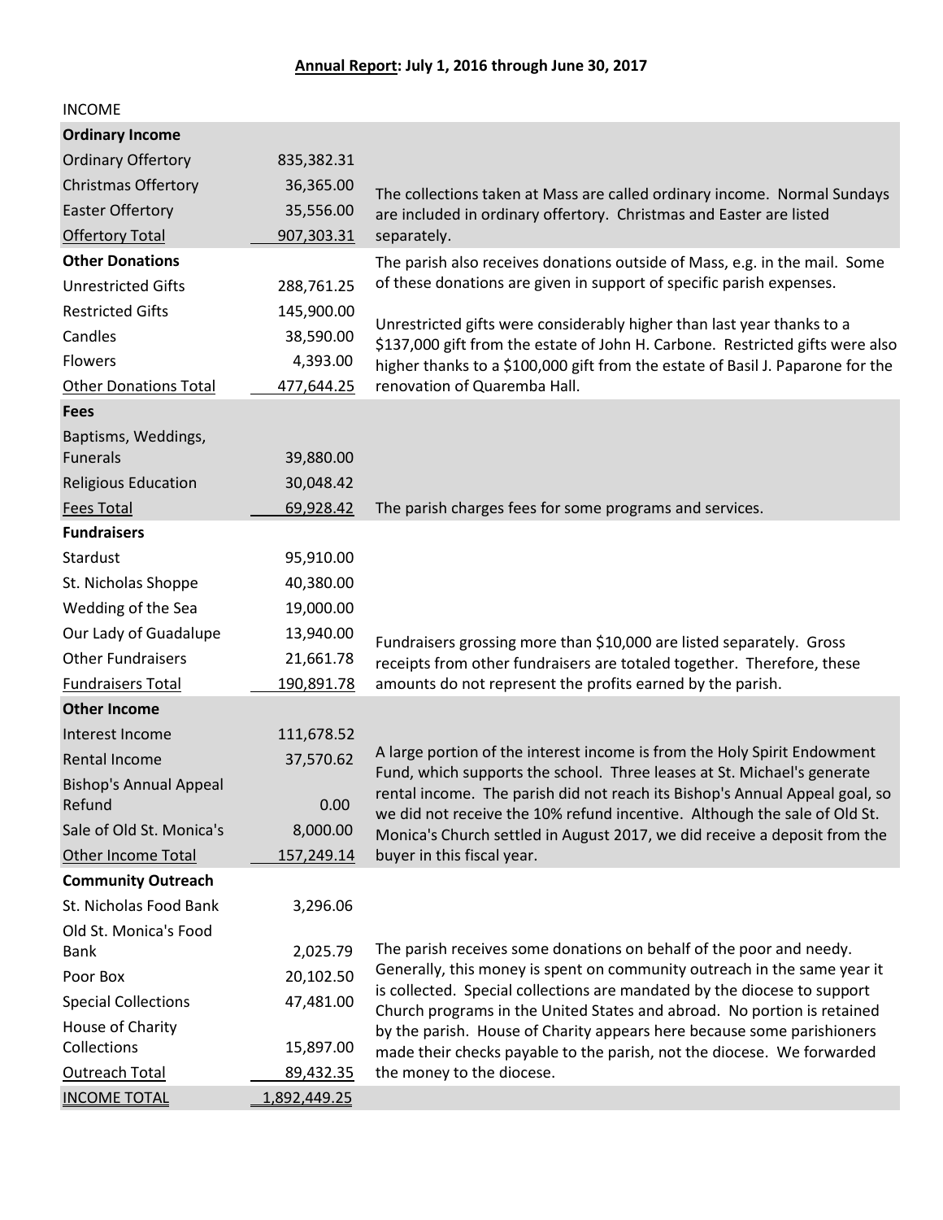**Annual Report: July 1, 2016 through June 30, 2017**

INCOME

| | | |
|---|---|---|
| **Ordinary Income** | | |
| Ordinary Offertory | 835,382.31 | |
| Christmas Offertory | 36,365.00 | The collections taken at Mass are called ordinary income. Normal Sundays are included in ordinary offertory. Christmas and Easter are listed separately. |
| Easter Offertory | 35,556.00 | |
| Offertory Total | 907,303.31 | |
| **Other Donations** | | The parish also receives donations outside of Mass, e.g. in the mail. Some of these donations are given in support of specific parish expenses. |
| Unrestricted Gifts | 288,761.25 | |
| Restricted Gifts | 145,900.00 | Unrestricted gifts were considerably higher than last year thanks to a $137,000 gift from the estate of John H. Carbone. Restricted gifts were also higher thanks to a $100,000 gift from the estate of Basil J. Paparone for the renovation of Quaremba Hall. |
| Candles | 38,590.00 | |
| Flowers | 4,393.00 | |
| Other Donations Total | 477,644.25 | |
| **Fees** | | |
| Baptisms, Weddings, Funerals | 39,880.00 | |
| Religious Education | 30,048.42 | |
| Fees Total | 69,928.42 | The parish charges fees for some programs and services. |
| **Fundraisers** | | |
| Stardust | 95,910.00 | |
| St. Nicholas Shoppe | 40,380.00 | |
| Wedding of the Sea | 19,000.00 | |
| Our Lady of Guadalupe | 13,940.00 | Fundraisers grossing more than $10,000 are listed separately. Gross receipts from other fundraisers are totaled together. Therefore, these amounts do not represent the profits earned by the parish. |
| Other Fundraisers | 21,661.78 | |
| Fundraisers Total | 190,891.78 | |
| **Other Income** | | |
| Interest Income | 111,678.52 | A large portion of the interest income is from the Holy Spirit Endowment Fund, which supports the school. Three leases at St. Michael's generate rental income. The parish did not reach its Bishop's Annual Appeal goal, so we did not receive the 10% refund incentive. Although the sale of Old St. Monica's Church settled in August 2017, we did receive a deposit from the buyer in this fiscal year. |
| Rental Income | 37,570.62 | |
| Bishop's Annual Appeal Refund | 0.00 | |
| Sale of Old St. Monica's | 8,000.00 | |
| Other Income Total | 157,249.14 | |
| **Community Outreach** | | |
| St. Nicholas Food Bank | 3,296.06 | |
| Old St. Monica's Food Bank | 2,025.79 | The parish receives some donations on behalf of the poor and needy. Generally, this money is spent on community outreach in the same year it is collected. Special collections are mandated by the diocese to support Church programs in the United States and abroad. No portion is retained by the parish. House of Charity appears here because some parishioners made their checks payable to the parish, not the diocese. We forwarded the money to the diocese. |
| Poor Box | 20,102.50 | |
| Special Collections | 47,481.00 | |
| House of Charity Collections | 15,897.00 | |
| Outreach Total | 89,432.35 | |
| INCOME TOTAL | 1,892,449.25 | |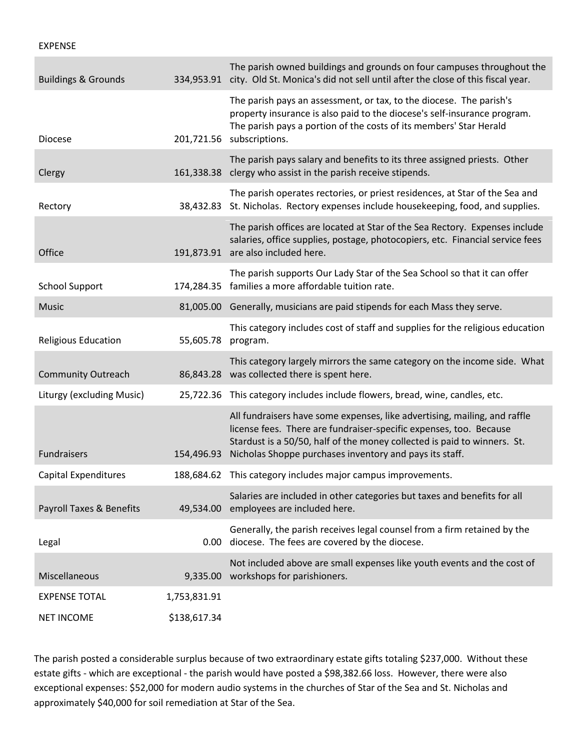EXPENSE

| | | |
|---|---|---|
| Buildings & Grounds | 334,953.91 | The parish owned buildings and grounds on four campuses throughout the city. Old St. Monica's did not sell until after the close of this fiscal year. |
| Diocese | 201,721.56 | The parish pays an assessment, or tax, to the diocese. The parish's property insurance is also paid to the diocese's self-insurance program. The parish pays a portion of the costs of its members' Star Herald subscriptions. |
| Clergy | 161,338.38 | The parish pays salary and benefits to its three assigned priests. Other clergy who assist in the parish receive stipends. |
| Rectory | 38,432.83 | The parish operates rectories, or priest residences, at Star of the Sea and St. Nicholas. Rectory expenses include housekeeping, food, and supplies. |
| Office | 191,873.91 | The parish offices are located at Star of the Sea Rectory. Expenses include salaries, office supplies, postage, photocopiers, etc. Financial service fees are also included here. |
| School Support | 174,284.35 | The parish supports Our Lady Star of the Sea School so that it can offer families a more affordable tuition rate. |
| Music | 81,005.00 | Generally, musicians are paid stipends for each Mass they serve. |
| Religious Education | 55,605.78 | This category includes cost of staff and supplies for the religious education program. |
| Community Outreach | 86,843.28 | This category largely mirrors the same category on the income side. What was collected there is spent here. |
| Liturgy (excluding Music) | 25,722.36 | This category includes include flowers, bread, wine, candles, etc. |
| Fundraisers | 154,496.93 | All fundraisers have some expenses, like advertising, mailing, and raffle license fees. There are fundraiser-specific expenses, too. Because Stardust is a 50/50, half of the money collected is paid to winners. St. Nicholas Shoppe purchases inventory and pays its staff. |
| Capital Expenditures | 188,684.62 | This category includes major campus improvements. |
| Payroll Taxes & Benefits | 49,534.00 | Salaries are included in other categories but taxes and benefits for all employees are included here. |
| Legal | 0.00 | Generally, the parish receives legal counsel from a firm retained by the diocese. The fees are covered by the diocese. |
| Miscellaneous | 9,335.00 | Not included above are small expenses like youth events and the cost of workshops for parishioners. |
| EXPENSE TOTAL | 1,753,831.91 | |
| NET INCOME | $138,617.34 | |

The parish posted a considerable surplus because of two extraordinary estate gifts totaling $237,000. Without these estate gifts - which are exceptional - the parish would have posted a $98,382.66 loss. However, there were also exceptional expenses: $52,000 for modern audio systems in the churches of Star of the Sea and St. Nicholas and approximately $40,000 for soil remediation at Star of the Sea.